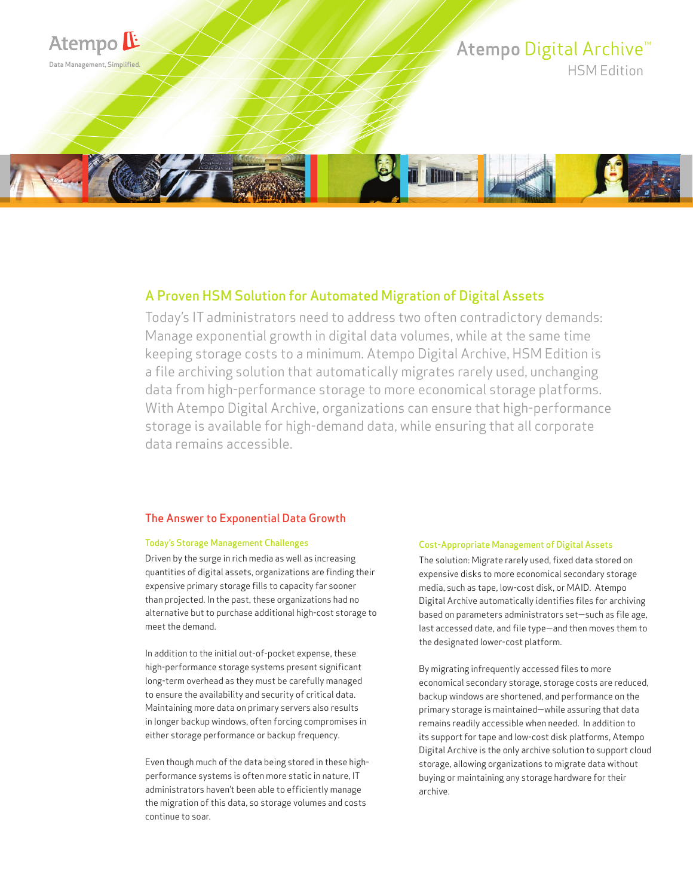Atempo

Data Management, Simplified.

# Atempo Digital Archive™
HSM Edition

## A Proven HSM Solution for Automated Migration of Digital Assets

Today's IT administrators need to address two often contradictory demands: Manage exponential growth in digital data volumes, while at the same time keeping storage costs to a minimum. Atempo Digital Archive, HSM Edition is a file archiving solution that automatically migrates rarely used, unchanging data from high-performance storage to more economical storage platforms. With Atempo Digital Archive, organizations can ensure that high-performance storage is available for high-demand data, while ensuring that all corporate data remains accessible.

## The Answer to Exponential Data Growth

### Today's Storage Management Challenges

Driven by the surge in rich media as well as increasing quantities of digital assets, organizations are finding their expensive primary storage fills to capacity far sooner than projected. In the past, these organizations had no alternative but to purchase additional high-cost storage to meet the demand.

In addition to the initial out-of-pocket expense, these high-performance storage systems present significant long-term overhead as they must be carefully managed to ensure the availability and security of critical data. Maintaining more data on primary servers also results in longer backup windows, often forcing compromises in either storage performance or backup frequency.

Even though much of the data being stored in these high-performance systems is often more static in nature, IT administrators haven't been able to efficiently manage the migration of this data, so storage volumes and costs continue to soar.

### Cost-Appropriate Management of Digital Assets

The solution: Migrate rarely used, fixed data stored on expensive disks to more economical secondary storage media, such as tape, low-cost disk, or MAID. Atempo Digital Archive automatically identifies files for archiving based on parameters administrators set—such as file age, last accessed date, and file type—and then moves them to the designated lower-cost platform.

By migrating infrequently accessed files to more economical secondary storage, storage costs are reduced, backup windows are shortened, and performance on the primary storage is maintained—while assuring that data remains readily accessible when needed. In addition to its support for tape and low-cost disk platforms, Atempo Digital Archive is the only archive solution to support cloud storage, allowing organizations to migrate data without buying or maintaining any storage hardware for their archive.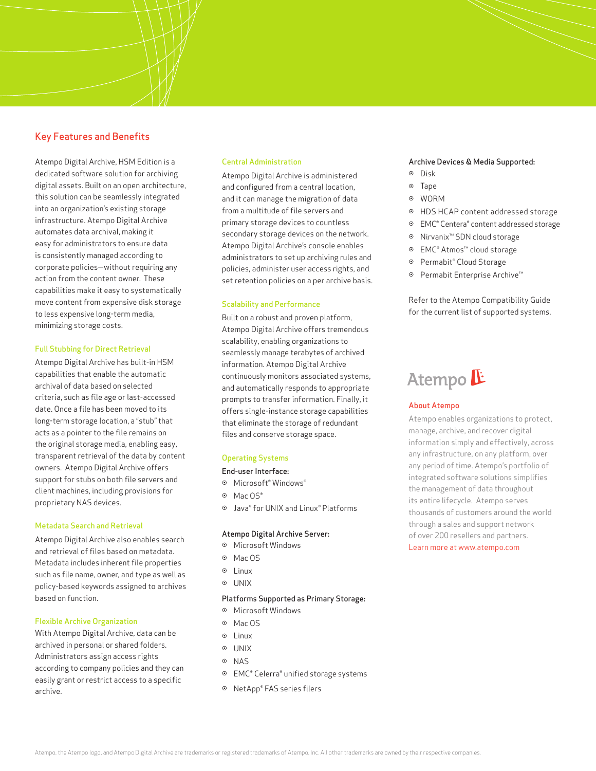## Key Features and Benefits

Atempo Digital Archive, HSM Edition is a dedicated software solution for archiving digital assets. Built on an open architecture, this solution can be seamlessly integrated into an organization's existing storage infrastructure. Atempo Digital Archive automates data archival, making it easy for administrators to ensure data is consistently managed according to corporate policies—without requiring any action from the content owner. These capabilities make it easy to systematically move content from expensive disk storage to less expensive long-term media, minimizing storage costs.

### Full Stubbing for Direct Retrieval

Atempo Digital Archive has built-in HSM capabilities that enable the automatic archival of data based on selected criteria, such as file age or last-accessed date. Once a file has been moved to its long-term storage location, a "stub" that acts as a pointer to the file remains on the original storage media, enabling easy, transparent retrieval of the data by content owners. Atempo Digital Archive offers support for stubs on both file servers and client machines, including provisions for proprietary NAS devices.

### Metadata Search and Retrieval

Atempo Digital Archive also enables search and retrieval of files based on metadata. Metadata includes inherent file properties such as file name, owner, and type as well as policy-based keywords assigned to archives based on function.

### Flexible Archive Organization

With Atempo Digital Archive, data can be archived in personal or shared folders. Administrators assign access rights according to company policies and they can easily grant or restrict access to a specific archive.

### Central Administration

Atempo Digital Archive is administered and configured from a central location, and it can manage the migration of data from a multitude of file servers and primary storage devices to countless secondary storage devices on the network. Atempo Digital Archive's console enables administrators to set up archiving rules and policies, administer user access rights, and set retention policies on a per archive basis.

### Scalability and Performance

Built on a robust and proven platform, Atempo Digital Archive offers tremendous scalability, enabling organizations to seamlessly manage terabytes of archived information. Atempo Digital Archive continuously monitors associated systems, and automatically responds to appropriate prompts to transfer information. Finally, it offers single-instance storage capabilities that eliminate the storage of redundant files and conserve storage space.

### Operating Systems

**End-user Interface:**

- Microsoft® Windows®
- Mac OS®
- Java® for UNIX and Linux® Platforms

**Atempo Digital Archive Server:**

- Microsoft Windows
- Mac OS
- Linux
- UNIX

**Platforms Supported as Primary Storage:**

- Microsoft Windows
- Mac OS
- Linux
- UNIX
- NAS
- EMC® Celerra® unified storage systems
- NetApp® FAS series filers

**Archive Devices & Media Supported:**

- Disk
- Tape
- WORM
- HDS HCAP content addressed storage
- EMC® Centera® content addressed storage
- Nirvanix™ SDN cloud storage
- EMC® Atmos™ cloud storage
- Permabit® Cloud Storage
- Permabit Enterprise Archive™

Refer to the Atempo Compatibility Guide for the current list of supported systems.

Atempo

### About Atempo

Atempo enables organizations to protect, manage, archive, and recover digital information simply and effectively, across any infrastructure, on any platform, over any period of time. Atempo's portfolio of integrated software solutions simplifies the management of data throughout its entire lifecycle. Atempo serves thousands of customers around the world through a sales and support network of over 200 resellers and partners.
Learn more at www.atempo.com

Atempo, the Atempo logo, and Atempo Digital Archive are trademarks or registered trademarks of Atempo, Inc. All other trademarks are owned by their respective companies.